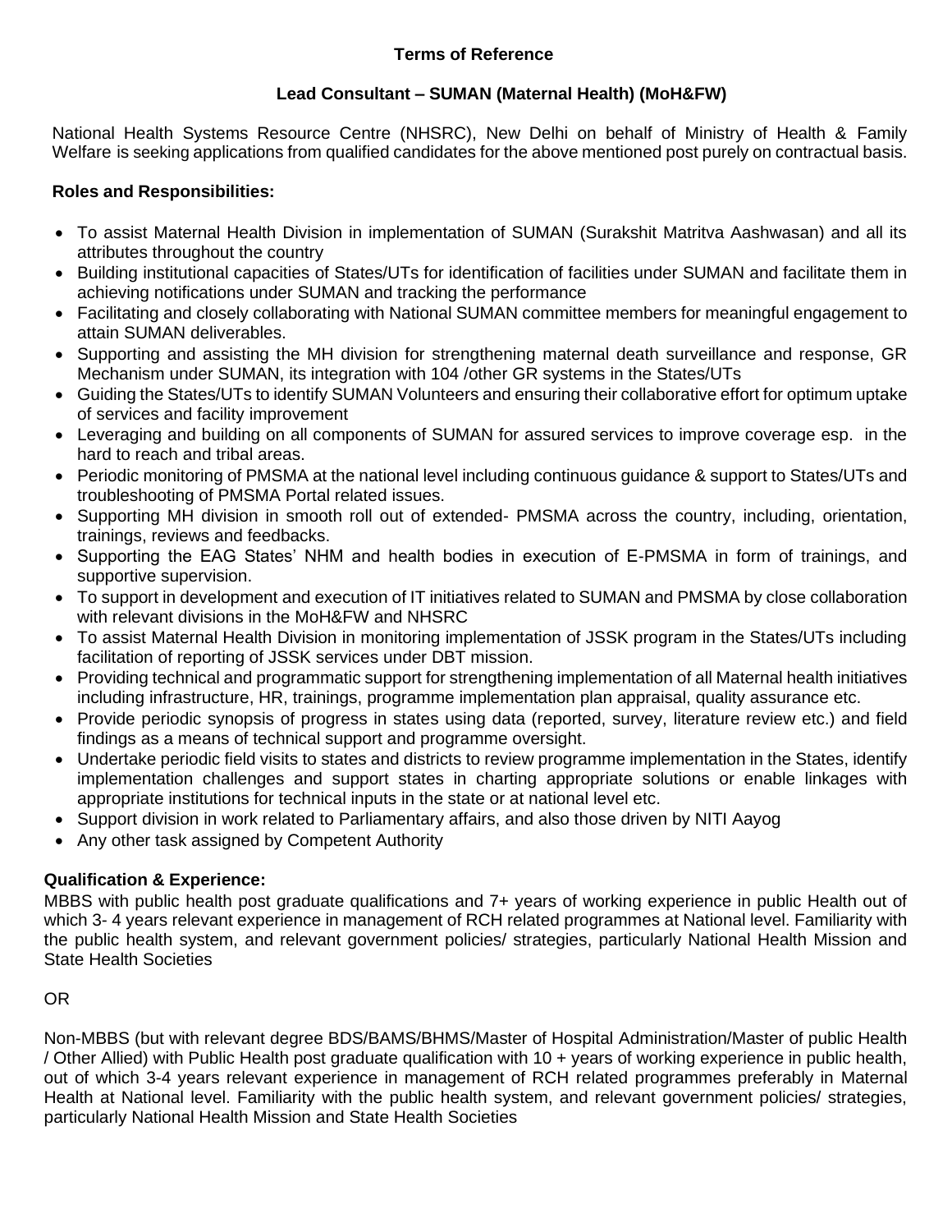**Terms of Reference**

**Lead Consultant – SUMAN (Maternal Health) (MoH&FW)**

National Health Systems Resource Centre (NHSRC), New Delhi on behalf of Ministry of Health & Family Welfare is seeking applications from qualified candidates for the above mentioned post purely on contractual basis.

**Roles and Responsibilities:**

- To assist Maternal Health Division in implementation of SUMAN (Surakshit Matritva Aashwasan) and all its attributes throughout the country
- Building institutional capacities of States/UTs for identification of facilities under SUMAN and facilitate them in achieving notifications under SUMAN and tracking the performance
- Facilitating and closely collaborating with National SUMAN committee members for meaningful engagement to attain SUMAN deliverables.
- Supporting and assisting the MH division for strengthening maternal death surveillance and response, GR Mechanism under SUMAN, its integration with 104 /other GR systems in the States/UTs
- Guiding the States/UTs to identify SUMAN Volunteers and ensuring their collaborative effort for optimum uptake of services and facility improvement
- Leveraging and building on all components of SUMAN for assured services to improve coverage esp. in the hard to reach and tribal areas.
- Periodic monitoring of PMSMA at the national level including continuous guidance & support to States/UTs and troubleshooting of PMSMA Portal related issues.
- Supporting MH division in smooth roll out of extended- PMSMA across the country, including, orientation, trainings, reviews and feedbacks.
- Supporting the EAG States' NHM and health bodies in execution of E-PMSMA in form of trainings, and supportive supervision.
- To support in development and execution of IT initiatives related to SUMAN and PMSMA by close collaboration with relevant divisions in the MoH&FW and NHSRC
- To assist Maternal Health Division in monitoring implementation of JSSK program in the States/UTs including facilitation of reporting of JSSK services under DBT mission.
- Providing technical and programmatic support for strengthening implementation of all Maternal health initiatives including infrastructure, HR, trainings, programme implementation plan appraisal, quality assurance etc.
- Provide periodic synopsis of progress in states using data (reported, survey, literature review etc.) and field findings as a means of technical support and programme oversight.
- Undertake periodic field visits to states and districts to review programme implementation in the States, identify implementation challenges and support states in charting appropriate solutions or enable linkages with appropriate institutions for technical inputs in the state or at national level etc.
- Support division in work related to Parliamentary affairs, and also those driven by NITI Aayog
- Any other task assigned by Competent Authority

**Qualification & Experience:**

MBBS with public health post graduate qualifications and 7+ years of working experience in public Health out of which 3- 4 years relevant experience in management of RCH related programmes at National level. Familiarity with the public health system, and relevant government policies/ strategies, particularly National Health Mission and State Health Societies

OR

Non-MBBS (but with relevant degree BDS/BAMS/BHMS/Master of Hospital Administration/Master of public Health / Other Allied) with Public Health post graduate qualification with 10 + years of working experience in public health, out of which 3-4 years relevant experience in management of RCH related programmes preferably in Maternal Health at National level. Familiarity with the public health system, and relevant government policies/ strategies, particularly National Health Mission and State Health Societies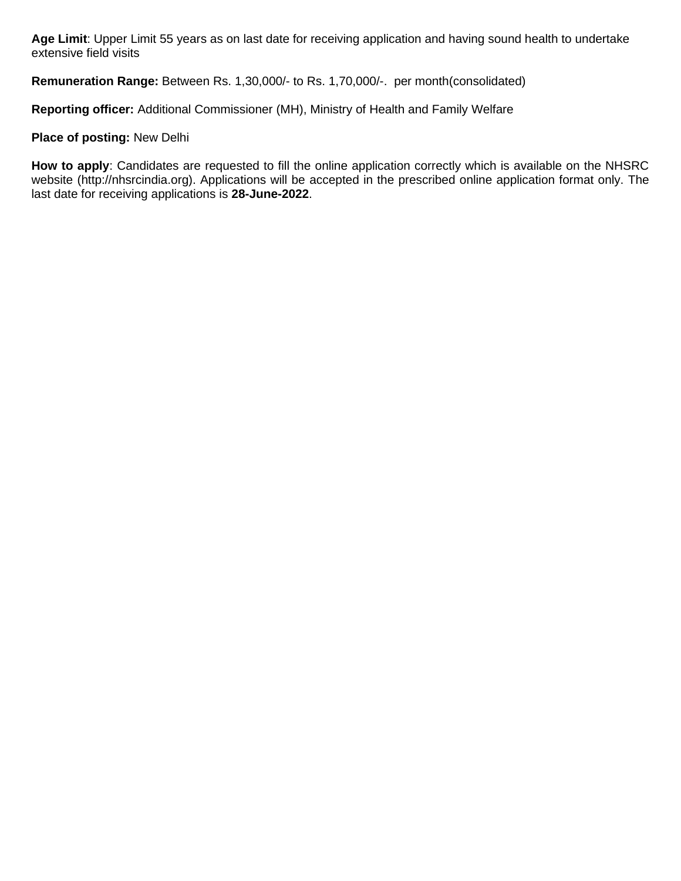**Age Limit**: Upper Limit 55 years as on last date for receiving application and having sound health to undertake extensive field visits

**Remuneration Range:** Between Rs. 1,30,000/- to Rs. 1,70,000/-.  per month(consolidated)

**Reporting officer:** Additional Commissioner (MH), Ministry of Health and Family Welfare

**Place of posting:** New Delhi

**How to apply**: Candidates are requested to fill the online application correctly which is available on the NHSRC website (http://nhsrcindia.org). Applications will be accepted in the prescribed online application format only. The last date for receiving applications is **28-June-2022**.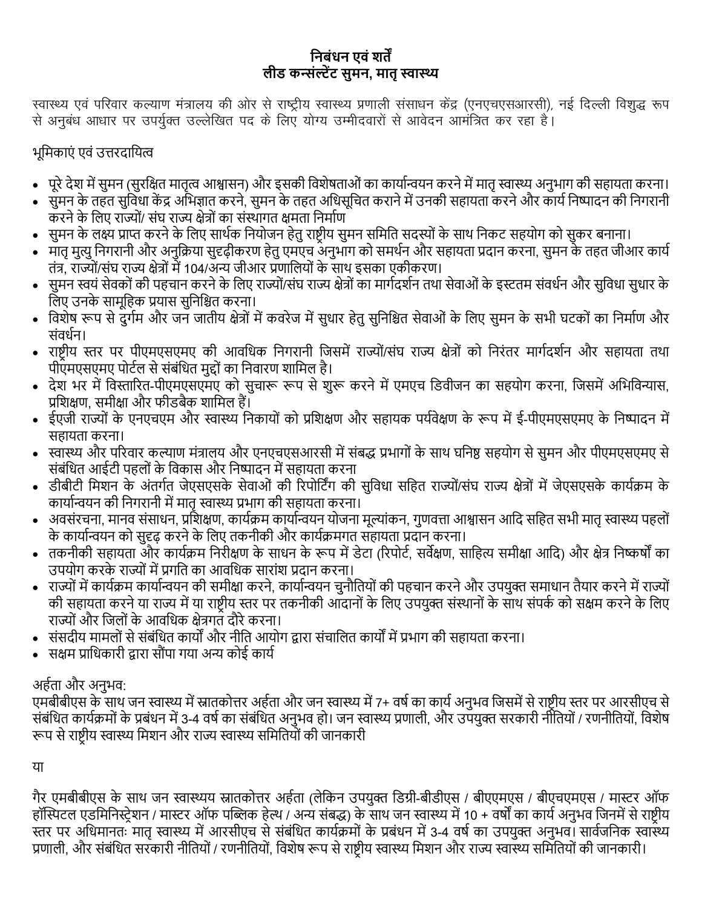## निबंधन एवं शर्तें
## लीड कन्सल्टेंट सुमन, मातृ स्वास्थ्य

स्वास्थ्य एवं परिवार कल्याण मंत्रालय की ओर से राष्ट्रीय स्वास्थ्य प्रणाली संसाधन केंद्र (एनएचएसआरसी), नई दिल्ली विशुद्ध रूप से अनुबंध आधार पर उपर्युक्त उल्लेखित पद के लिए योग्य उम्मीदवारों से आवेदन आमंत्रित कर रहा है।

भूमिकाएं एवं उत्तरदायित्व

- पूरे देश में सुमन (सुरक्षित मातृत्व आश्वासन) और इसकी विशेषताओं का कार्यान्वयन करने में मातृ स्वास्थ्य अनुभाग की सहायता करना।
- सुमन के तहत सुविधा केंद्र अभिज्ञात करने, सुमन के तहत अधिसूचित कराने में उनकी सहायता करने और कार्य निष्पादन की निगरानी करने के लिए राज्यों/ संघ राज्य क्षेत्रों का संस्थागत क्षमता निर्माण
- सुमन के लक्ष्य प्राप्त करने के लिए सार्थक नियोजन हेतु राष्ट्रीय सुमन समिति सदस्यों के साथ निकट सहयोग को सुकर बनाना।
- मातृ मुत्यु निगरानी और अनुक्रिया सुदृढ़ीकरण हेतु एमएच अनुभाग को समर्थन और सहायता प्रदान करना, सुमन के तहत जीआर कार्य तंत्र, राज्यों/संघ राज्य क्षेत्रों में 104/अन्य जीआर प्रणालियों के साथ इसका एकीकरण।
- सुमन स्वयं सेवकों की पहचान करने के लिए राज्यों/संघ राज्य क्षेत्रों का मार्गदर्शन तथा सेवाओं के इस्टतम संवर्धन और सुविधा सुधार के लिए उनके सामूहिक प्रयास सुनिश्चित करना।
- विशेष रूप से दुर्गम और जन जातीय क्षेत्रों में कवरेज में सुधार हेतु सुनिश्चित सेवाओं के लिए सुमन के सभी घटकों का निर्माण और संवर्धन।
- राष्ट्रीय स्तर पर पीएमएसएमए की आवधिक निगरानी जिसमें राज्यों/संघ राज्य क्षेत्रों को निरंतर मार्गदर्शन और सहायता तथा पीएमएसएमए पोर्टल से संबंधित मुद्दों का निवारण शामिल है।
- देश भर में विस्तारित-पीएमएसएमए को सुचारू रूप से शुरू करने में एमएच डिवीजन का सहयोग करना, जिसमें अभिविन्यास, प्रशिक्षण, समीक्षा और फीडबैक शामिल हैं।
- ईएजी राज्यों के एनएचएम और स्वास्थ्य निकायों को प्रशिक्षण और सहायक पर्यवेक्षण के रूप में ई-पीएमएसएमए के निष्पादन में सहायता करना।
- स्वास्थ्य और परिवार कल्याण मंत्रालय और एनएचएसआरसी में संबद्ध प्रभागों के साथ घनिष्ठ सहयोग से सुमन और पीएमएसएमए से संबंधित आईटी पहलों के विकास और निष्पादन में सहायता करना
- डीबीटी मिशन के अंतर्गत जेएसएसके सेवाओं की रिपोर्टिंग की सुविधा सहित राज्यों/संघ राज्य क्षेत्रों में जेएसएसके कार्यक्रम के कार्यान्वयन की निगरानी में मातृ स्वास्थ्य प्रभाग की सहायता करना।
- अवसंरचना, मानव संसाधन, प्रशिक्षण, कार्यक्रम कार्यान्वयन योजना मूल्यांकन, गुणवत्ता आश्वासन आदि सहित सभी मातृ स्वास्थ्य पहलों के कार्यान्वयन को सुदृढ़ करने के लिए तकनीकी और कार्यक्रमगत सहायता प्रदान करना।
- तकनीकी सहायता और कार्यक्रम निरीक्षण के साधन के रूप में डेटा (रिपोर्ट, सर्वेक्षण, साहित्य समीक्षा आदि) और क्षेत्र निष्कर्षों का उपयोग करके राज्यों में प्रगति का आवधिक सारांश प्रदान करना।
- राज्यों में कार्यक्रम कार्यान्वयन की समीक्षा करने, कार्यान्वयन चुनौतियों की पहचान करने और उपयुक्त समाधान तैयार करने में राज्यों की सहायता करने या राज्य में या राष्ट्रीय स्तर पर तकनीकी आदानों के लिए उपयुक्त संस्थानों के साथ संपर्क को सक्षम करने के लिए राज्यों और जिलों के आवधिक क्षेत्रगत दौरे करना।
- संसदीय मामलों से संबंधित कार्यों और नीति आयोग द्वारा संचालित कार्यों में प्रभाग की सहायता करना।
- सक्षम प्राधिकारी द्वारा सौंपा गया अन्य कोई कार्य

अर्हता और अनुभव:
एमबीबीएस के साथ जन स्वास्थ्य में स्नातकोत्तर अर्हता और जन स्वास्थ्य में 7+ वर्ष का कार्य अनुभव जिसमें से राष्ट्रीय स्तर पर आरसीएच से संबंधित कार्यक्रमों के प्रबंधन में 3-4 वर्ष का संबंधित अनुभव हो। जन स्वास्थ्य प्रणाली, और उपयुक्त सरकारी नीतियों / रणनीतियों, विशेष रूप से राष्ट्रीय स्वास्थ्य मिशन और राज्य स्वास्थ्य समितियों की जानकारी

या

गैर एमबीबीएस के साथ जन स्वास्थ्यय स्नातकोत्तर अर्हता (लेकिन उपयुक्त डिग्री-बीडीएस / बीएएमएस / बीएचएमएस / मास्टर ऑफ हॉस्पिटल एडमिनिस्ट्रेशन / मास्टर ऑफ पब्लिक हेल्थ / अन्य संबद्ध) के साथ जन स्वास्थ्य में 10 + वर्षों का कार्य अनुभव जिनमें से राष्ट्रीय स्तर पर अधिमानतः मातृ स्वास्थ्य में आरसीएच से संबंधित कार्यक्रमों के प्रबंधन में 3-4 वर्ष का उपयुक्त अनुभव। सार्वजनिक स्वास्थ्य प्रणाली, और संबंधित सरकारी नीतियों / रणनीतियों, विशेष रूप से राष्ट्रीय स्वास्थ्य मिशन और राज्य स्वास्थ्य समितियों की जानकारी।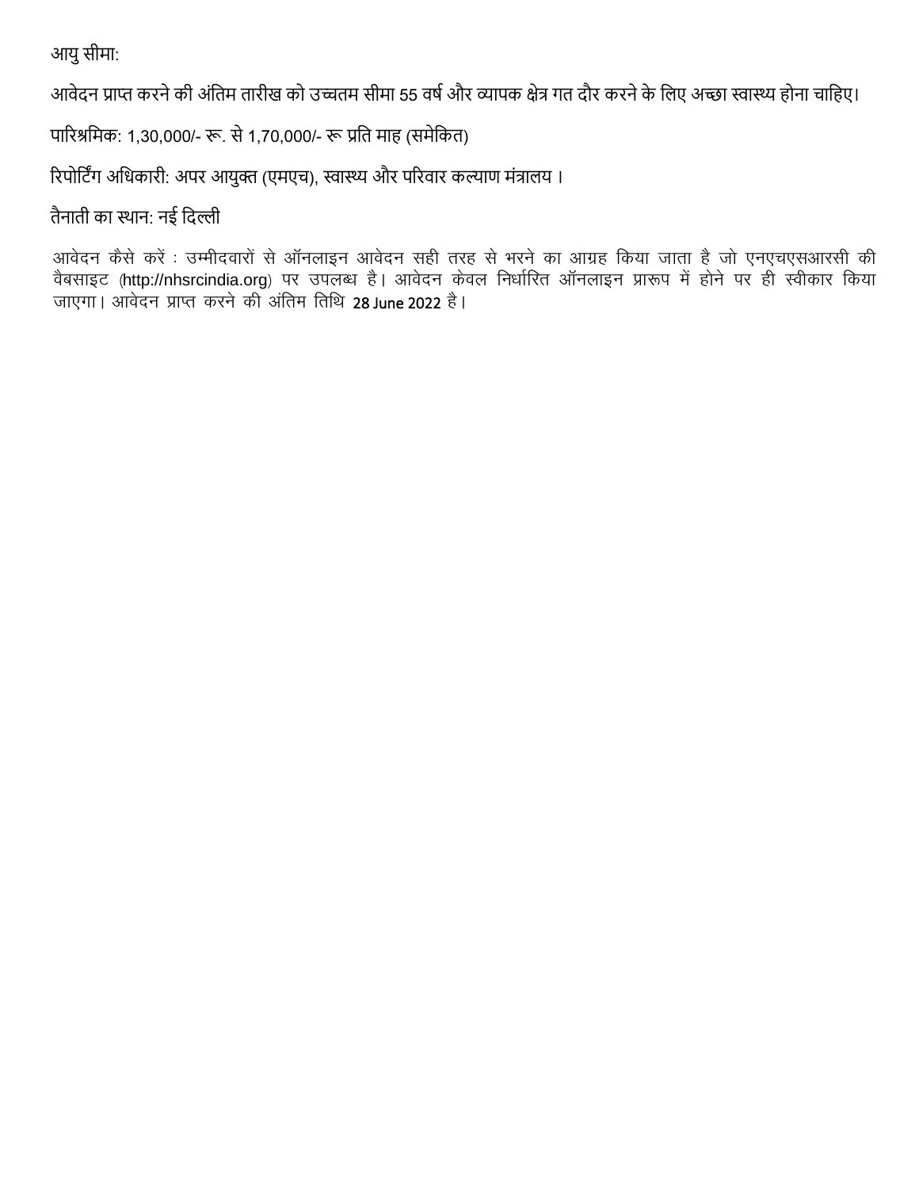आयु सीमा:

आवेदन प्राप्त करने की अंतिम तारीख को उच्चतम सीमा 55 वर्ष और व्यापक क्षेत्र गत दौर करने के लिए अच्छा स्वास्थ्य होना चाहिए।

पारिश्रमिक: 1,30,000/- रू. से 1,70,000/- रू प्रति माह (समेकित)

रिपोर्टिंग अधिकारी: अपर आयुक्त (एमएच), स्वास्थ्य और परिवार कल्याण मंत्रालय ।

तैनाती का स्थान: नई दिल्ली

आवेदन कैसे करें : उम्मीदवारों से ऑनलाइन आवेदन सही तरह से भरने का आग्रह किया जाता है जो एनएचएसआरसी की वैबसाइट (http://nhsrcindia.org) पर उपलब्ध है। आवेदन केवल निर्धारित ऑनलाइन प्रारूप में होने पर ही स्वीकार किया जाएगा। आवेदन प्राप्त करने की अंतिम तिथि 28 June 2022 है।